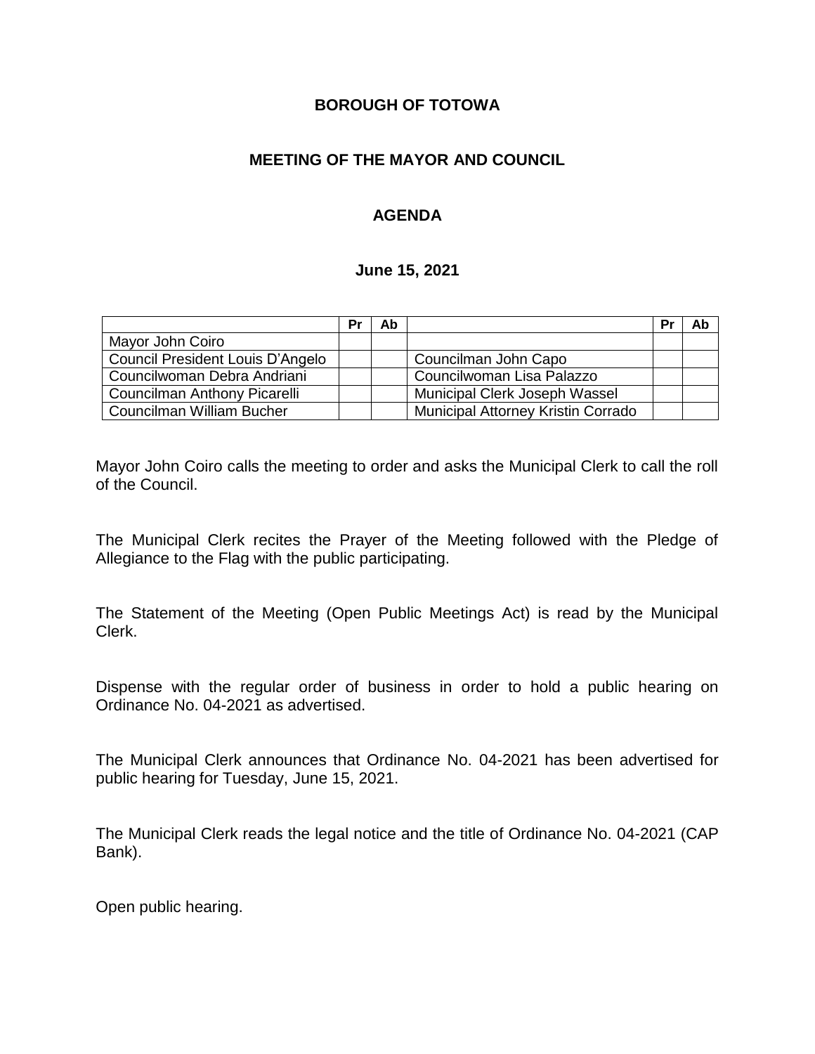# BOROUGH OF TOTOWA

## MEETING OF THE MAYOR AND COUNCIL

## AGENDA

### June 15, 2021

| | Pr | Ab | | Pr | Ab |
|---|---|---|---|---|---|
| Mayor John Coiro | | | | | |
| Council President Louis D'Angelo | | | Councilman John Capo | | |
| Councilwoman Debra Andriani | | | Councilwoman Lisa Palazzo | | |
| Councilman Anthony Picarelli | | | Municipal Clerk Joseph Wassel | | |
| Councilman William Bucher | | | Municipal Attorney Kristin Corrado | | |

Mayor John Coiro calls the meeting to order and asks the Municipal Clerk to call the roll of the Council.

The Municipal Clerk recites the Prayer of the Meeting followed with the Pledge of Allegiance to the Flag with the public participating.

The Statement of the Meeting (Open Public Meetings Act) is read by the Municipal Clerk.

Dispense with the regular order of business in order to hold a public hearing on Ordinance No. 04-2021 as advertised.

The Municipal Clerk announces that Ordinance No. 04-2021 has been advertised for public hearing for Tuesday, June 15, 2021.

The Municipal Clerk reads the legal notice and the title of Ordinance No. 04-2021 (CAP Bank).

Open public hearing.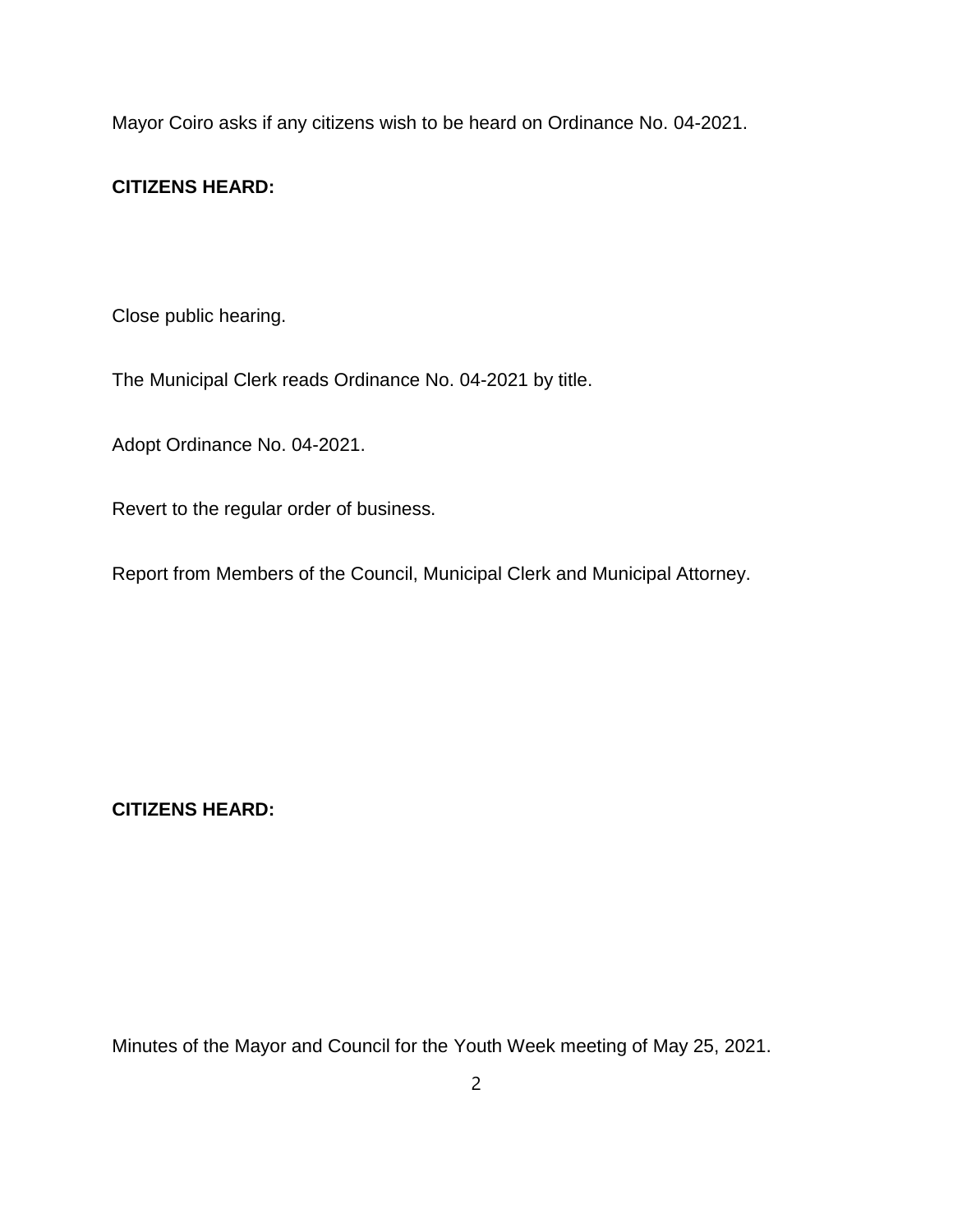Mayor Coiro asks if any citizens wish to be heard on Ordinance No. 04-2021.

**CITIZENS HEARD:**

Close public hearing.

The Municipal Clerk reads Ordinance No. 04-2021 by title.

Adopt Ordinance No. 04-2021.

Revert to the regular order of business.

Report from Members of the Council, Municipal Clerk and Municipal Attorney.

**CITIZENS HEARD:**

Minutes of the Mayor and Council for the Youth Week meeting of May 25, 2021.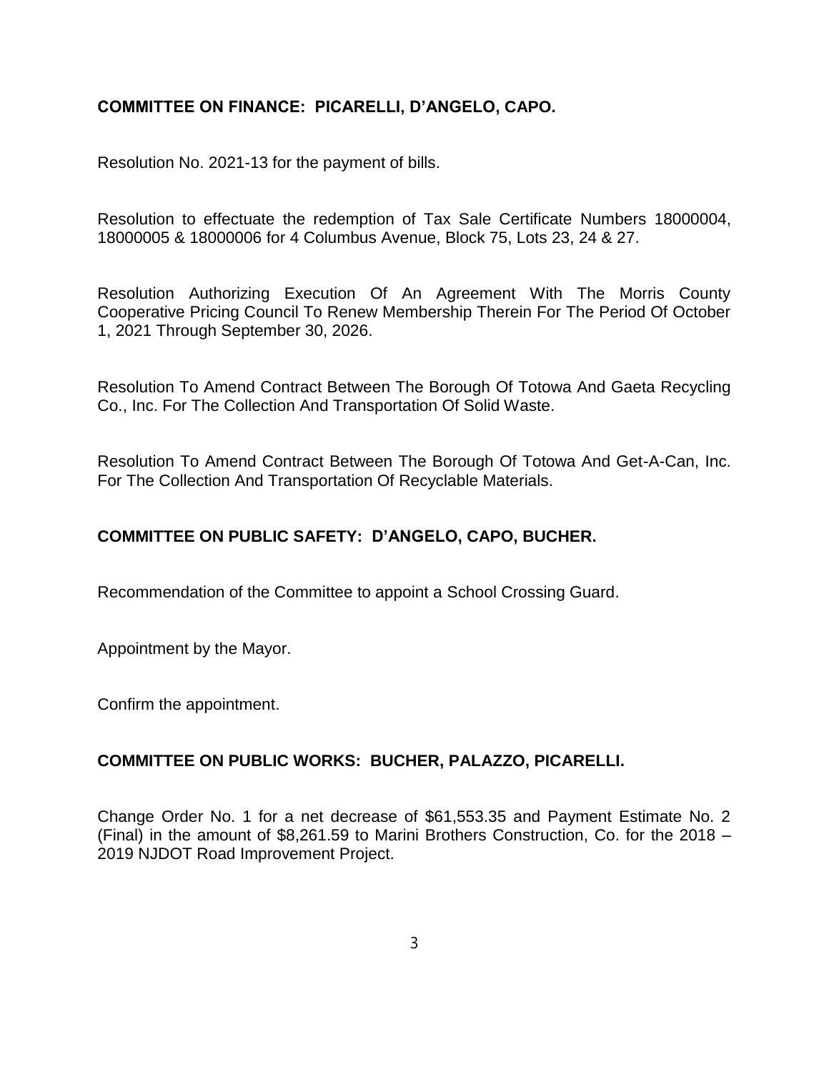**COMMITTEE ON FINANCE: PICARELLI, D'ANGELO, CAPO.**

Resolution No. 2021-13 for the payment of bills.

Resolution to effectuate the redemption of Tax Sale Certificate Numbers 18000004, 18000005 & 18000006 for 4 Columbus Avenue, Block 75, Lots 23, 24 & 27.

Resolution Authorizing Execution Of An Agreement With The Morris County Cooperative Pricing Council To Renew Membership Therein For The Period Of October 1, 2021 Through September 30, 2026.

Resolution To Amend Contract Between The Borough Of Totowa And Gaeta Recycling Co., Inc. For The Collection And Transportation Of Solid Waste.

Resolution To Amend Contract Between The Borough Of Totowa And Get-A-Can, Inc. For The Collection And Transportation Of Recyclable Materials.

**COMMITTEE ON PUBLIC SAFETY: D'ANGELO, CAPO, BUCHER.**

Recommendation of the Committee to appoint a School Crossing Guard.

Appointment by the Mayor.

Confirm the appointment.

**COMMITTEE ON PUBLIC WORKS: BUCHER, PALAZZO, PICARELLI.**

Change Order No. 1 for a net decrease of $61,553.35 and Payment Estimate No. 2 (Final) in the amount of $8,261.59 to Marini Brothers Construction, Co. for the 2018 – 2019 NJDOT Road Improvement Project.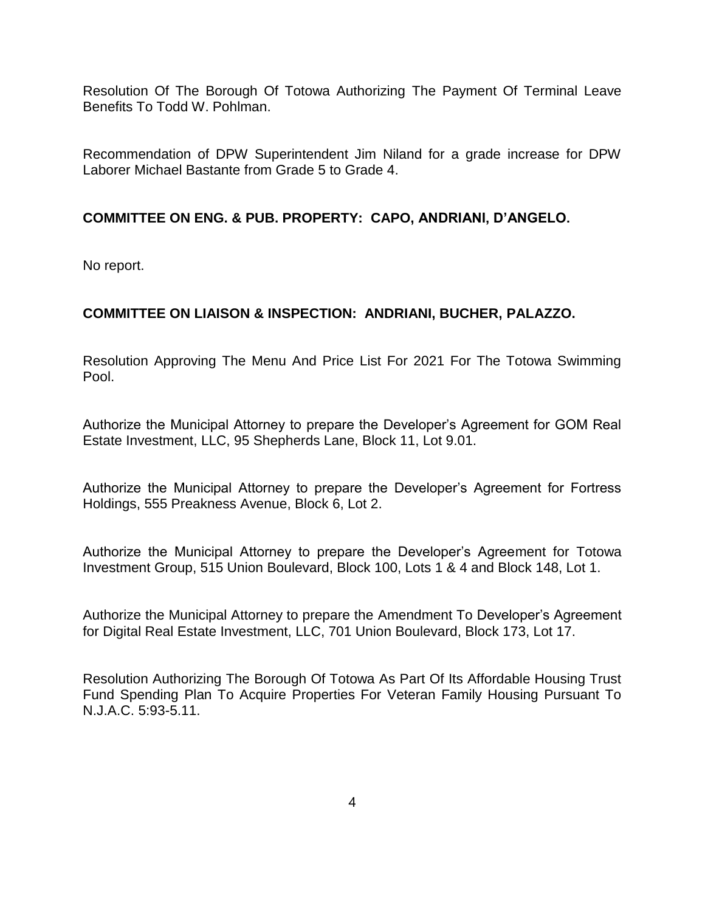Resolution Of The Borough Of Totowa Authorizing The Payment Of Terminal Leave Benefits To Todd W. Pohlman.

Recommendation of DPW Superintendent Jim Niland for a grade increase for DPW Laborer Michael Bastante from Grade 5 to Grade 4.

**COMMITTEE ON ENG. & PUB. PROPERTY: CAPO, ANDRIANI, D'ANGELO.**

No report.

**COMMITTEE ON LIAISON & INSPECTION: ANDRIANI, BUCHER, PALAZZO.**

Resolution Approving The Menu And Price List For 2021 For The Totowa Swimming Pool.

Authorize the Municipal Attorney to prepare the Developer's Agreement for GOM Real Estate Investment, LLC, 95 Shepherds Lane, Block 11, Lot 9.01.

Authorize the Municipal Attorney to prepare the Developer's Agreement for Fortress Holdings, 555 Preakness Avenue, Block 6, Lot 2.

Authorize the Municipal Attorney to prepare the Developer's Agreement for Totowa Investment Group, 515 Union Boulevard, Block 100, Lots 1 & 4 and Block 148, Lot 1.

Authorize the Municipal Attorney to prepare the Amendment To Developer's Agreement for Digital Real Estate Investment, LLC, 701 Union Boulevard, Block 173, Lot 17.

Resolution Authorizing The Borough Of Totowa As Part Of Its Affordable Housing Trust Fund Spending Plan To Acquire Properties For Veteran Family Housing Pursuant To N.J.A.C. 5:93-5.11.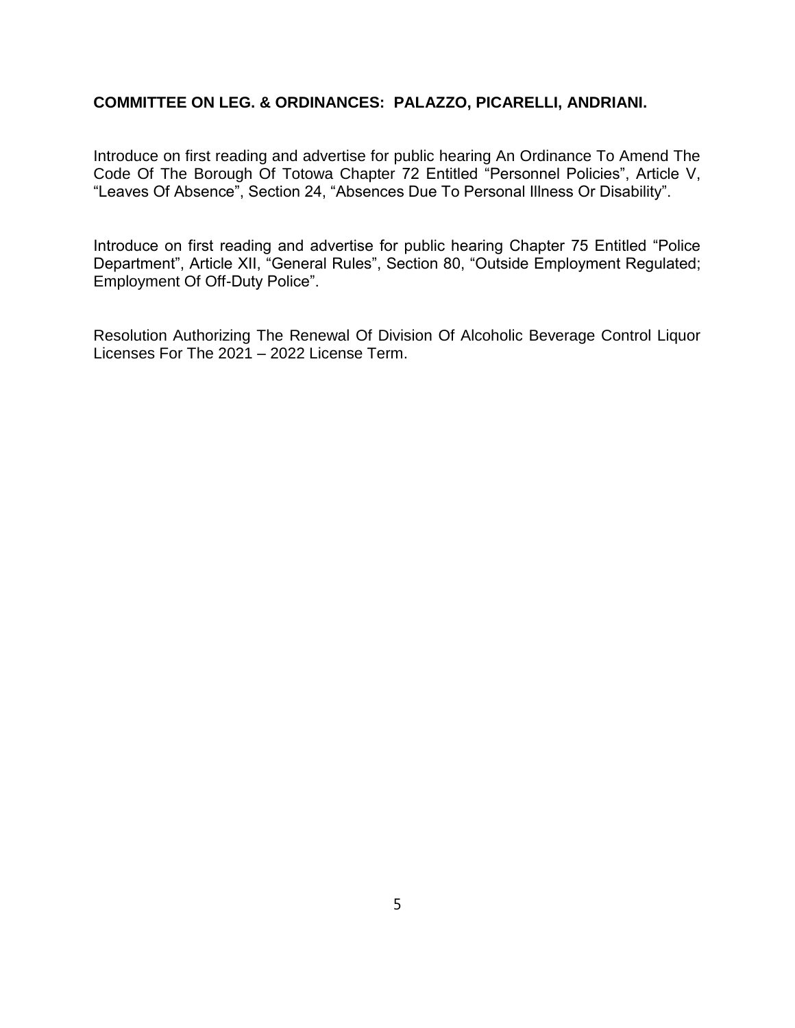**COMMITTEE ON LEG. & ORDINANCES: PALAZZO, PICARELLI, ANDRIANI.**

Introduce on first reading and advertise for public hearing An Ordinance To Amend The Code Of The Borough Of Totowa Chapter 72 Entitled "Personnel Policies", Article V, "Leaves Of Absence", Section 24, "Absences Due To Personal Illness Or Disability".

Introduce on first reading and advertise for public hearing Chapter 75 Entitled "Police Department", Article XII, "General Rules", Section 80, "Outside Employment Regulated; Employment Of Off-Duty Police".

Resolution Authorizing The Renewal Of Division Of Alcoholic Beverage Control Liquor Licenses For The 2021 – 2022 License Term.